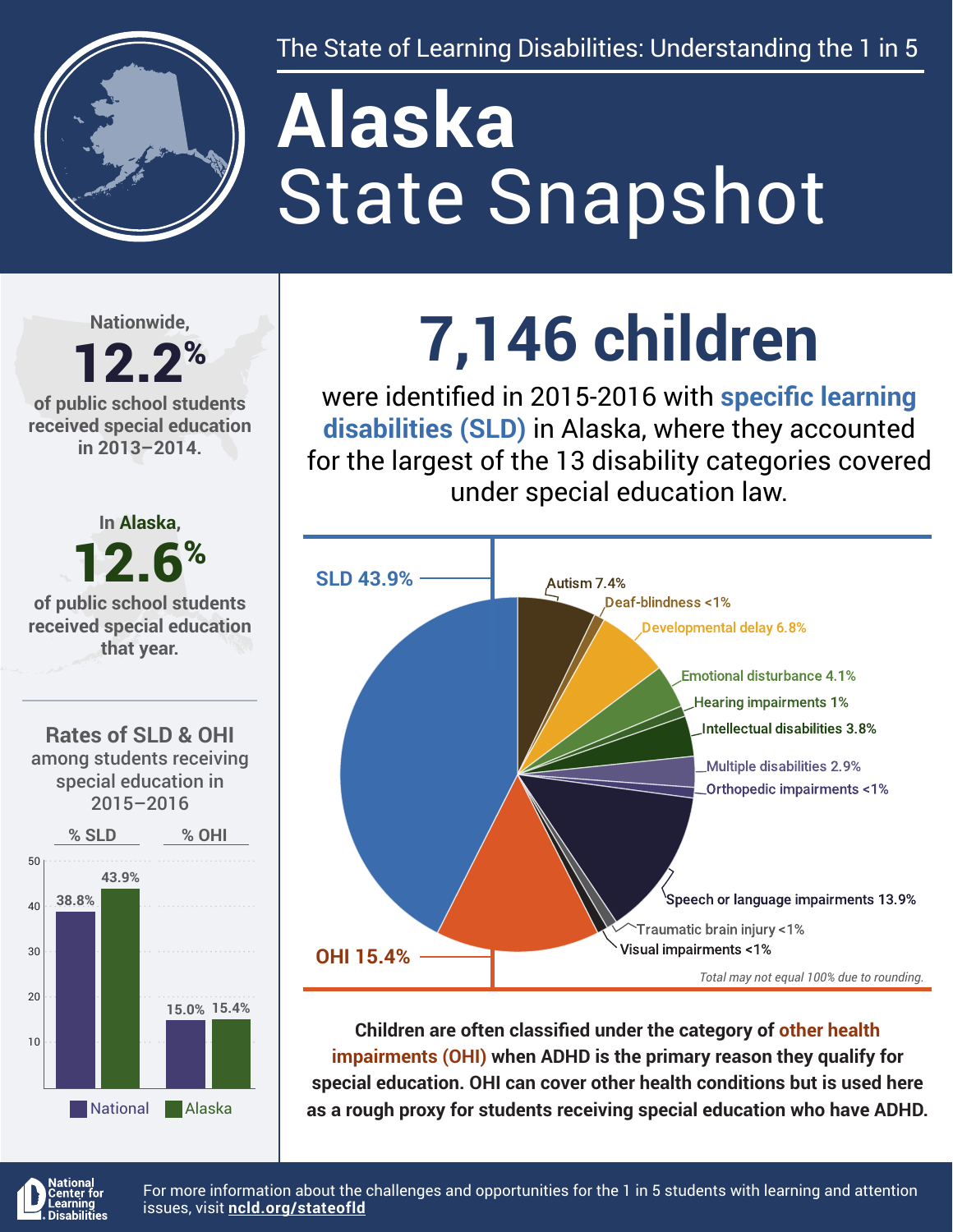The State of Learning Disabilities: Understanding the 1 in 5

# Alaska State Snapshot

Nationwide, **12.2%** of public school students received special education in 2013–2014.

In Alaska, **12.6%** of public school students received special education that year.

## 7,146 children

were identified in 2015-2016 with **specific learning disabilities (SLD)** in Alaska, where they accounted for the largest of the 13 disability categories covered under special education law.

| Category | Percentage |
|---|---|
| SLD | 43.9% |
| Autism | 7.4% |
| Deaf-blindness | <1% |
| Developmental delay | 6.8% |
| Emotional disturbance | 4.1% |
| Hearing impairments | 1% |
| Intellectual disabilities | 3.8% |
| Multiple disabilities | 2.9% |
| Orthopedic impairments | <1% |
| Speech or language impairments | 13.9% |
| Traumatic brain injury | <1% |
| Visual impairments | <1% |
| OHI | 15.4% |

*Total may not equal 100% due to rounding.*

**Children are often classified under the category of other health impairments (OHI) when ADHD is the primary reason they qualify for special education. OHI can cover other health conditions but is used here as a rough proxy for students receiving special education who have ADHD.**

### Rates of SLD & OHI among students receiving special education in 2015–2016

| | % SLD | % OHI |
|---|---|---|
| National | 38.8% | 15.0% |
| Alaska | 43.9% | 15.4% |

National Center for Learning Disabilities

For more information about the challenges and opportunities for the 1 in 5 students with learning and attention issues, visit **ncld.org/stateofld**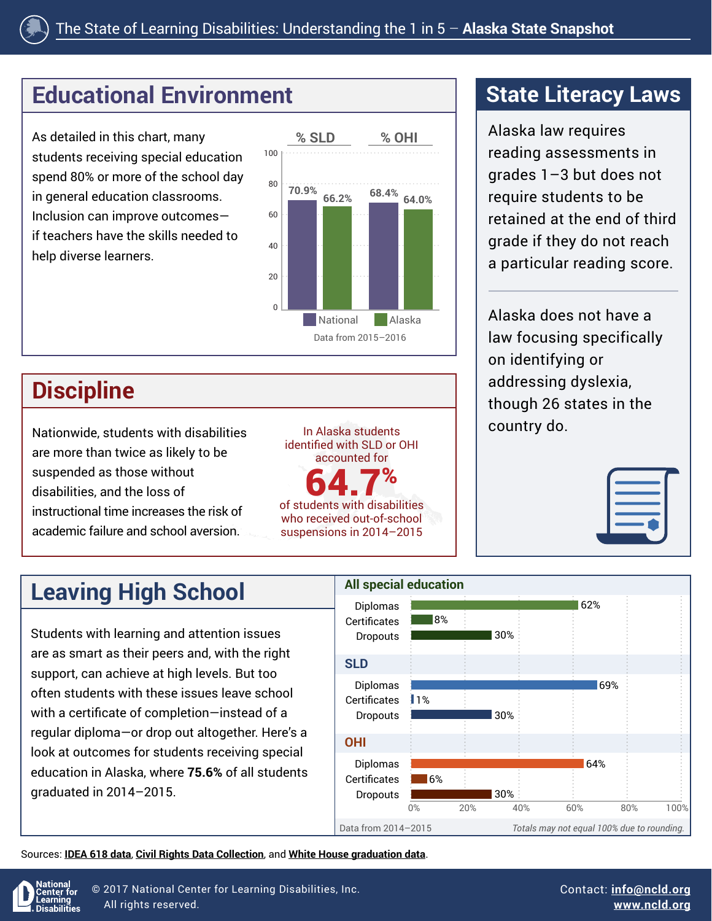# The State of Learning Disabilities: Understanding the 1 in 5 – **Alaska State Snapshot**

## Educational Environment

As detailed in this chart, many students receiving special education spend 80% or more of the school day in general education classrooms. Inclusion can improve outcomes—if teachers have the skills needed to help diverse learners.

% SLD    % OHI

100
80
60
40
20
0

70.9%  66.2%  68.4%  64.0%

National  Alaska

Data from 2015–2016

## Discipline

Nationwide, students with disabilities are more than twice as likely to be suspended as those without disabilities, and the loss of instructional time increases the risk of academic failure and school aversion.

In Alaska students identified with SLD or OHI accounted for

**64.7%**

of students with disabilities who received out-of-school suspensions in 2014–2015

## State Literacy Laws

Alaska law requires reading assessments in grades 1–3 but does not require students to be retained at the end of third grade if they do not reach a particular reading score.

Alaska does not have a law focusing specifically on identifying or addressing dyslexia, though 26 states in the country do.

## Leaving High School

Students with learning and attention issues are as smart as their peers and, with the right support, can achieve at high levels. But too often students with these issues leave school with a certificate of completion—instead of a regular diploma—or drop out altogether. Here's a look at outcomes for students receiving special education in Alaska, where **75.6%** of all students graduated in 2014–2015.

**All special education**

Diplomas 62%
Certificates 8%
Dropouts 30%

**SLD**

Diplomas 69%
Certificates 1%
Dropouts 30%

**OHI**

Diplomas 64%
Certificates 6%
Dropouts 30%

0% 20% 40% 60% 80% 100%

Data from 2014–2015

*Totals may not equal 100% due to rounding.*

Sources: **IDEA 618 data**, **Civil Rights Data Collection**, and **White House graduation data**.

© 2017 National Center for Learning Disabilities, Inc. All rights reserved.

Contact: **info@ncld.org** **www.ncld.org**